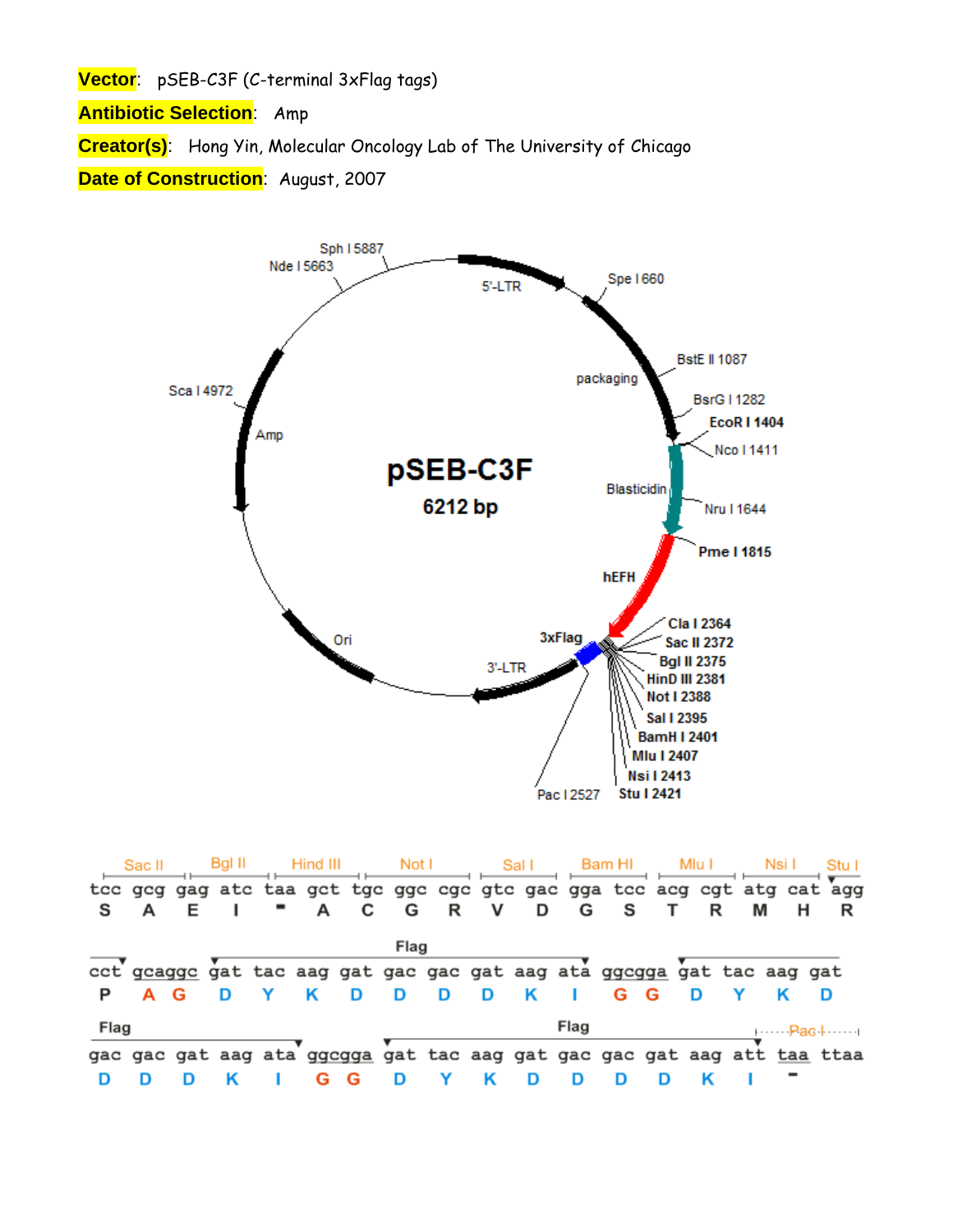**Vector**: pSEB-C3F (C-terminal 3xFlag tags)

**Antibiotic Selection**: Amp

**Creator(s)**: Hong Yin, Molecular Oncology Lab of The University of Chicago

**Date of Construction**: August, 2007

pSEB-C3F
6212 bp

5'-LTR, Spe I 660, packaging, BstE II 1087, BsrG I 1282, EcoR I 1404, Nco I 1411, Blasticidin, Nru I 1644, Pme I 1815, hEFH, Cla I 2364, Sac II 2372, Bgl II 2375, HinD III 2381, Not I 2388, Sal I 2395, BamH I 2401, Mlu I 2407, Nsi I 2413, Stu I 2421, Pac I 2527, 3xFlag, 3'-LTR, Ori, Amp, Sca I 4972, Nde I 5663, Sph I 5887

```
   Sac II  Bgl II   Hind III    Not I       Sal I    Bam HI    Mlu I    Nsi I   Stu I
tcc gcg gag atc taa gct tgc ggc cgc gtc gac gga tcc acg cgt atg cat agg
 S   A   E   I   -   A   C   G   R   V   D   G   S   T   R   M   H   R

                               Flag
cct gcaggc gat tac aag gat gac gac gat aag ata ggcgga gat tac aag gat
 P   A  G   D   Y   K   D   D   D   D   K   I   G  G   D   Y   K   D

Flag                                         Flag                          Pac I
gac gac gat aag ata ggcgga gat tac aag gat gac gac gat aag att taa ttaa
 D   D   D   K   I   G  G   D   Y   K   D   D   D   D   K   I   -
```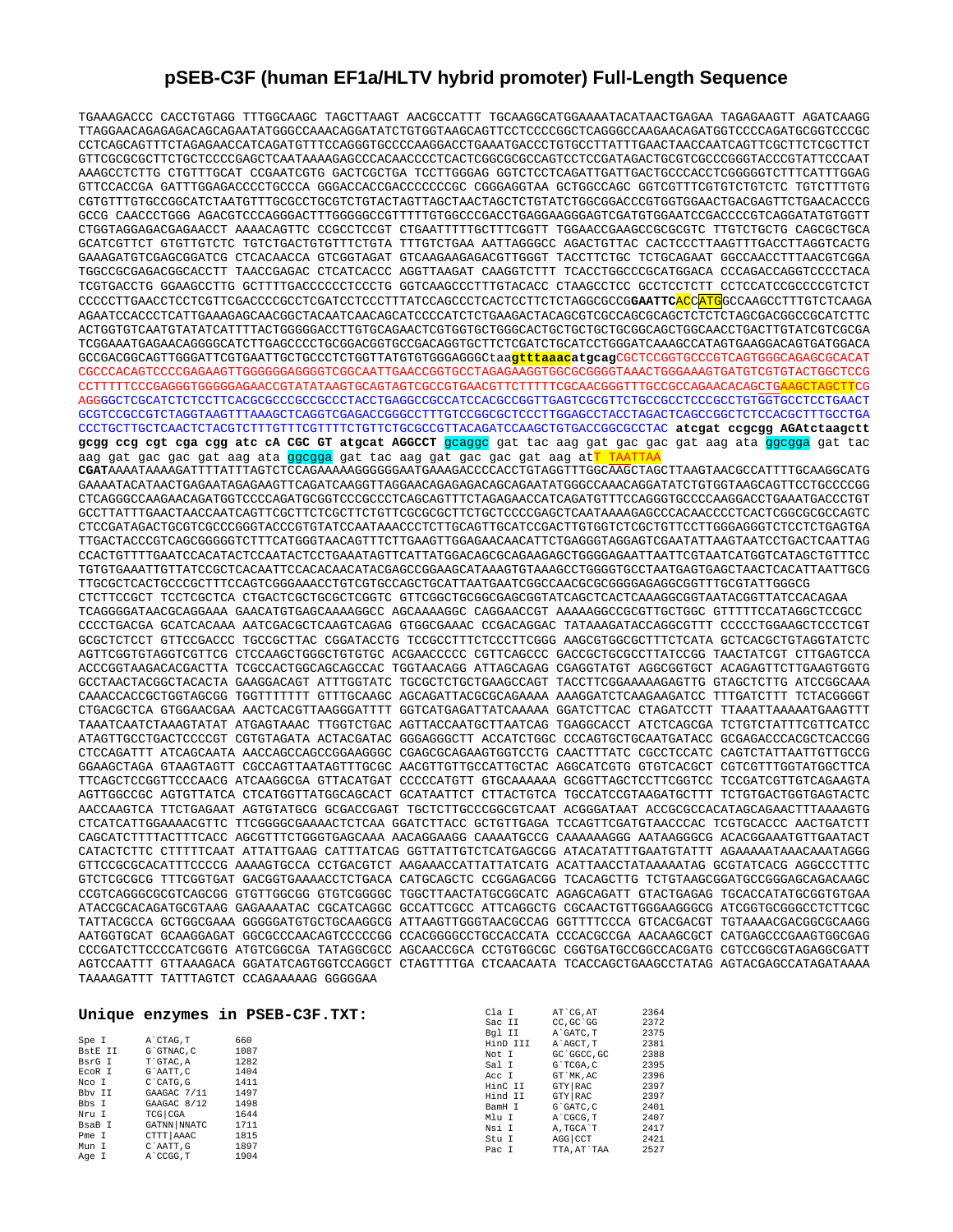# pSEB-C3F (human EF1a/HLTV hybrid promoter) Full-Length Sequence

```
TGAAAGACCC CACCTGTAGG TTTGGCAAGC TAGCTTAAGT AACGCCATTT TGCAAGGCATGGAAAAATACATAACTGAGAA TAGAGAAGTT AGATCAAGG
TTAGGAACAGAGAGACAGCAGAATATGGGCCAAACAGGATATCTGTGGTAAGCAGTTCCTCCCCGGCTCAGGGCCAAGAACAGATGGTCCCCAGATGCGGTCCCGC
CCTCAGCAGTTTCTAGAGAACCATCAGATGTTTCCAGGGTGCCCCAAGGACCTGAAATGACCCTGTGCCTTATTTGAACTAACCAATCAGTTCGCTTCTCGCTTCT
GTTCGCGCGCTTCTGCTCCCCGAGCTCAATAAAAGAGCCCACAACCCCTCACTCGGCGCGCCAGTCCTCCGATAGACTGCGTCGCCCGGGTACCCGTATTCCCAAT
AAAGCCTCTTG CTGTTTGCAT CCGAATCGTG GACTCGCTGA TCCTTGGGAG GGTCTCCTCAGATTGATTGACTGCCCACCTCGGGGGTCTTTCATTTGGAG
GTTCCACCGA GATTTGGAGACCCCTGCCCA GGGACCACCGACCCCCCCGC CGGGAGGTAA GCTGGCCAGC GGTCGTTTCGTGTCTGTCTC TGTCTTTGTG
CGTGTTTGTGCCGGCATCTAATGTTTGCGCCTGCGTCTGTACTAGTTAGCTAACTAGCTCTGTATCTGGCGGACCCGTGGTGGAACTGACGAGTTCTGAACACCCG
GCCG CAACCCTGGG AGACGTCCCAGGGACTTTGGGGGCCGTTTTTGTGGCCCGACCTGAGGAAGGGAGTCGATGTGGAATCCGACCCCGTCAGGATATGTGGTT
CTGGTAGGAGACGAGAACCT AAAACAGTTC CCGCCTCCGT CTGAATTTTTGCTTTCGGTT TGGAACCGAAGCCGCGCGTC TTGTCTGCTG CAGCGCTGCA
GCATCGTTCT GTGTTGTCTC TGTCTGACTGTGTTTCTGTA TTTGTCTGAA AATTAGGGCC AGACTGTTAC CACTCCCTTAAGTTTGACCTTAGGTCACTG
GAAAGATGTCGAGCGGATCG CTCACAACCA GTCGGTAGAT GTCAAGAAGAGACGTTGGGT TACCTTCTGC TCTGCAGAAT GGCCAACCTTTAACGTCGGA
TGGCCGCGAGACGGCACCTT TAACCGAGAC CTCATCACCC AGGTTAAGAT CAAGGTCTTT TCACCTGGCCCGCATGGACA CCCAGACCAGGTCCCCTACA
TCGTGACCTG GGAAGCCTTG GCTTTTGACCCCCCTCCCTG GGTCAAGCCCTTTGTACACC CTAAGCCTCC GCCTCCTCTT CCTCCATCCGCCCCGTCTCT
CCCCCTTGAACCTCCTCGTTCGACCCCGCCTCGATCCTCCCTTTATCCAGCCCTCACTCCTTCTCTAGGCGCCGGAATTCACCATGGCCAAGCCTTTGTCTCAAGA
AGAATCCACCCTCATTGAAAGAGCAACGGCTACAATCAACAGCATCCCCATCTCTGAAGACTACAGCGTCGCCAGCGCAGCTCTCTCTAGCGACGGCCGCATCTTC
ACTGGTGTCAATGTATATCATTTTACTGGGGGACCTTGTGCAGAACTCGTGGTGCTGGGCACTGCTGCTGCTGCGGCAGCTGGCAACCTGACTTGTATCGTCGCGA
TCGGAAATGAGAACAGGGGCATCTTGAGCCCCTGCGGACGGTGCCGACAGGTGCTTCTCGATCTGCATCCTGGGATCAAAGCCATAGTGAAGGACAGTGATGGACA
GCCGACGGCAGTTGGGATTCGTGAATTGCTGCCCTCTGGTTATGTGTGGGAGGGCtaagtttaaacatgcagCGCTCCGGTGCCCGTCAGTGGGCAGAGCGCACAT
CGCCCACAGTCCCCGAGAAGTTGGGGGGAGGGGTCGGCAATTGAACCGGTGCCTAGAGAAGGTGGCGCGGGGTAAACTGGGAAAGTGATGTCGTGTACTGGCTCCG
CCTTTTTCCCGAGGGTGGGGGAGAACCGTATATAAGTGCAGTAGTCGCCGTGAACGTTCTTTTTCGCAACGGGTTTGCCGCCAGAACACAGCTGAAGCTAGCTTCG
AGGGGCTCGCATCTCTCCTTCACGCGCCCGCCGCCCTACCTGAGGCCGCCATCCACGCCGGTTGAGTCGCGTTCTGCCGCCTCCCGCCTGTGGTGCCTCCTGAACT
GCGTCCGCCGTCTAGGTAAGTTTAAAGCTCAGGTCGAGACCGGGCCTTTGTCCGGCGCTCCCTTGGAGCCTACCTAGACTCAGCCGGCTCTCCACGCTTTGCCTGA
CCCTGCTTGCTCAACTCTACGTCTTTGTTTCGTTTTCTGTTCTGCGCCGTTACAGATCCAAGCTGTGACCGGCGCCTAC atcgat ccgcgg AGAtctaagctt
gcgg ccg cgt cga cgg atc cA CGC GT atgcat AGGCCT gcaggc gat tac aag gat gac gac gat aag ata ggcgga gat tac
aag gat gac gac gat aag ata ggcgga gat tac aag gat gac gac gat aag atT TAATTAA
CGATAAAATAAAAGATTTTATTTAGTCTCCAGAAAAAGGGGGGAATGAAAGACCCCACCTGTAGGTTTGGCAAGCTAGCTTAAGTAACGCCATTTTGCAAGGCATG
GAAAATACATAACTGAGAATAGAGAAGTTCAGATCAAGGTTAGGAACAGAGAGACAGCAGAATATGGGCCAAACAGGATATCTGTGGTAAGCAGTTCCTGCCCCGG
CTCAGGGCCAAGAACAGATGGTCCCCAGATGCGGTCCCGCCCTCAGCAGTTTCTAGAGAACCATCAGATGTTTCCAGGGTGCCCCAAGGACCTGAAATGACCCTGT
GCCTTATTTGAACTAACCAATCAGTTCGCTTCTCGCTTCTGTTCGCGCGCTTCTGCTCCCCGAGCTCAATAAAAGAGCCCACAACCCCTCACTCGGCGCGCCAGTC
CTCCGATAGACTGCGTCGCCCGGGTACCCGTGTATCCAATAAACCCTCTTGCAGTTGCATCCGACTTGTGGTCTCGCTGTTCCTTGGGAGGGTCTCCTCTGAGTGA
TTGACTACCCGTCAGCGGGGGTCTTTCATGGGTAACAGTTTCTTGAAGTTGGAGAACAACATTCTGAGGGTAGGAGTCGAATATTAAGTAATCCTGACTCAATTAG
CCACTGTTTTGAATCCACATACTCCAATACTCCTGAAATAGTTCATTATGGACAGCGCAGAAGAGCTGGGGAGAATTAATTCGTAATCATGGTCATAGCTGTTTCC
TGTGTGAAATTGTTATCCGCTCACAATTCCACACAACATACGAGCCGGAAGCATAAAGTGTAAAGCCTGGGGTGCCTAATGAGTGAGCTAACTCACATTAATTGCG
TTGCGCTCACTGCCCGCTTTCCAGTCGGGAAACCTGTCGTGCCAGCTGCATTAATGAATCGGCCAACGCGCGGGGAGAGGCGGTTTGCGTATTGGGCG
CTCTTCCGCT TCCTCGCTCA CTGACTCGCTGCGCTCGGTC GTTCGGCTGCGGCGAGCGGTATCAGCTCACTCAAAGGCGGTAATACGGTTATCCACAGAA
TCAGGGGATAACGCAGGAAA GAACATGTGAGCAAAAGGCC AGCAAAAGGC CAGGAACCGT AAAAAGGCCGCGTTGCTGGC GTTTTTCCATAGGCTCCGCC
CCCCTGACGA GCATCACAAA AATCGACGCTCAAGTCAGAG GTGGCGAAAC CCGACAGGAC TATAAAGATACCAGGCGTTT CCCCCTGGAAGCTCCCTCGT
GCGCTCTCCT GTTCCGACCC TGCCGCTTAC CGGATACCTG TCCGCCTTTCTCCCTTCGGG AAGCGTGGCGCTTTCTCATA GCTCACGCTGTAGGTATCTC
AGTTCGGTGTAGGTCGTTCG CTCCAAGCTGGGCTGTGTGC ACGAACCCCC CGTTCAGCCC GACCGCTGCGCCTTATCCGG TAACTATCGT CTTGAGTCCA
ACCCGGTAAGACACGACTTA TCGCCACTGGCAGCAGCCAC TGGTAACAGG ATTAGCAGAG CGAGGTATGT AGGCGGTGCT ACAGAGTTCTTGAAGTGGTG
GCCTAACTACGGCTACACTA GAAGGACAGT ATTTGGTATC TGCGCTCTGCTGAAGCCAGT TACCTTCGGAAAAAGAGTTG GTAGCTCTTG ATCCGGCAAA
CAAACCACCGCTGGTAGCGG TGGTTTTTTT GTTTGCAAGC AGCAGATTACGCGCAGAAAA AAAGGATCTCAAGAAGATCC TTTGATCTTT TCTACGGGGT
CTGACGCTCA GTGGAACGAA AACTCACGTTAAGGGATTTT GGTCATGAGATTATCAAAAA GGATCTTCAC CTAGATCCTT TTAAATTAAAAATGAAGTTT
TAAATCAATCTAAAGTATAT ATGAGTAAAC TTGGTCTGAC AGTTACCAATGCTTAATCAG TGAGGCACCT ATCTCAGCGA TCTGTCTATTTCGTTCATCC
ATAGTTGCCTGACTCCCCGT CGTGTAGATA ACTACGATAC GGGAGGGCTT ACCATCTGGC CCCAGTGCTGCAATGATACC GCGAGACCCACGCTCACCGG
CTCCAGATTT ATCAGCAATA AACCAGCCAGCCGGAAGGGC CGAGCGCAGAAGTGGTCCTG CAACTTTATC CGCCTCCATC CAGTCTATTAATTGTTGCCG
GGAAGCTAGA GTAAGTAGTT CGCCAGTTAATAGTTTGCGC AACGTTGTTGCCATTGCTAC AGGCATCGTG GTGTCACGCT CGTCGTTTGGTATGGCTTCA
TTCAGCTCCGGTTCCCAACG ATCAAGGCGA GTTACATGAT CCCCCATGTT GTGCAAAAAA GCGGTTAGCTCCTTCGGTCC TCCGATCGTTGTCAGAAGTA
AGTTGGCCGC AGTGTTATCA CTCATGGTTATGGCAGCACT GCATAATTCT CTTACTGTCA TGCCATCCGTAAGATGCTTT TCTGTGACTGGTGAGTACTC
AACCAAGTCA TTCTGAGAAT AGTGTATGCG GCGACCGAGT TGCTCTTGCCCGGCGTCAAT ACGGGATAAT ACCGCGCCACATAGCAGAACTTTAAAAGTG
CTCATCATTGGAAAACGTTC TTCGGGGCGAAAACTCTCAA GGATCTTACC GCTGTTGAGA TCCAGTTCGATGTAACCCAC TCGTGCACCC AACTGATCTT
CAGCATCTTTTACTTTCACC AGCGTTTCTGGGTGAGCAAA AACAGGAAGG CAAAATGCCG CAAAAAAGGG AATAAGGGCG ACACGGAAATGTTGAATACT
CATACTCTTC CTTTTTCAAT ATTATTGAAG CATTTATCAG GGTTATTGTCTCATGAGCGG ATACATATTTGAATGTATTT AGAAAAATAAACAAATAGGG
GTTCCGCGCACATTTCCCCG AAAAGTGCCA CCTGACGTCT AAGAAACCATTATTATCATG ACATTAACCTATAAAAATAG GCGTATCACG AGGCCCTTTC
GTCTCGCGCG TTTCGGTGAT GACGGTGAAAACCTCTGACA CATGCAGCTC CCGGAGACGG TCACAGCTTG TCTGTAAGCGGATGCCGGGAGCAGACAAGC
CCGTCAGGGCGCGTCAGCGG GTGTTGGCGG GTGTCGGGGC TGGCTTAACTATGCGGCATC AGAGCAGATT GTACTGAGAG TGCACCATATGCGGTGTGAA
ATACCGCACAGATGCGTAAG GAGAAAATAC CGCATCAGGC GCCATTCGCC ATTCAGGCTG CGCAACTGTTGGGAAGGGCG ATCGGTGCGGGCCTCTTCGC
TATTACGCCA GCTGGCGAAA GGGGGATGTGCTGCAAGGCG ATTAAGTTGGGTAACGCCAG GGTTTTCCCA GTCACGACGT TGTAAAACGACGGCCAGTG
AATGGTGCAT GCAAGGAGAT GGCGCCCAACAGTCCCCCGG CCACGGGGCCTGCCACCATA CCCACGCCGA AACAAGCGCT CATGAGCCCGAAGTGGCGAG
CCCGATCTTCCCCATCGGTG ATGTCGGCGA TATAGGCGCC AGCAACCGCA CCTGTGGCGC CGGTGATGCCGGCCACGATG CGTCCGGCGTAGAGGCGATT
AGTCCAATTT GTTAAAGACA GGATATCAGTGGTCCAGGCT CTAGTTTTGA CTCAACAATA TCACCAGCTGAAGCCTATAG AGTACGAGCCATAGATAAAA
TAAAAGATTT TATTTAGTCT CCAGAAAAAG GGGGGAA
```

## Unique enzymes in PSEB-C3F.TXT:

| Enzyme | Site | Position |
|---|---|---|
| Spe I | A`CTAG,T | 660 |
| BstE II | G`GTNAC,C | 1087 |
| BsrG I | T`GTAC,A | 1282 |
| EcoR I | G`AATT,C | 1404 |
| Nco I | C`CATG,G | 1411 |
| Bbv II | GAAGAC 7/11 | 1497 |
| Bbs I | GAAGAC 8/12 | 1498 |
| Nru I | TCG\|CGA | 1644 |
| BsaB I | GATNN\|NNATC | 1711 |
| Pme I | CTTT\|AAAC | 1815 |
| Mun I | C`AATT,G | 1897 |
| Age I | A`CCGG,T | 1904 |
| Cla I | AT`CG,AT | 2364 |
| Sac II | CC,GC`GG | 2372 |
| Bgl II | A`GATC,T | 2375 |
| HinD III | A`AGCT,T | 2381 |
| Not I | GC`GGCC,GC | 2388 |
| Sal I | G`TCGA,C | 2395 |
| Acc I | GT`MK,AC | 2396 |
| HinC II | GTY\|RAC | 2397 |
| Hind II | GTY\|RAC | 2397 |
| BamH I | G`GATC,C | 2401 |
| Mlu I | A`CGCG,T | 2407 |
| Nsi I | A,TGCA`T | 2417 |
| Stu I | AGG\|CCT | 2421 |
| Pac I | TTA,AT`TAA | 2527 |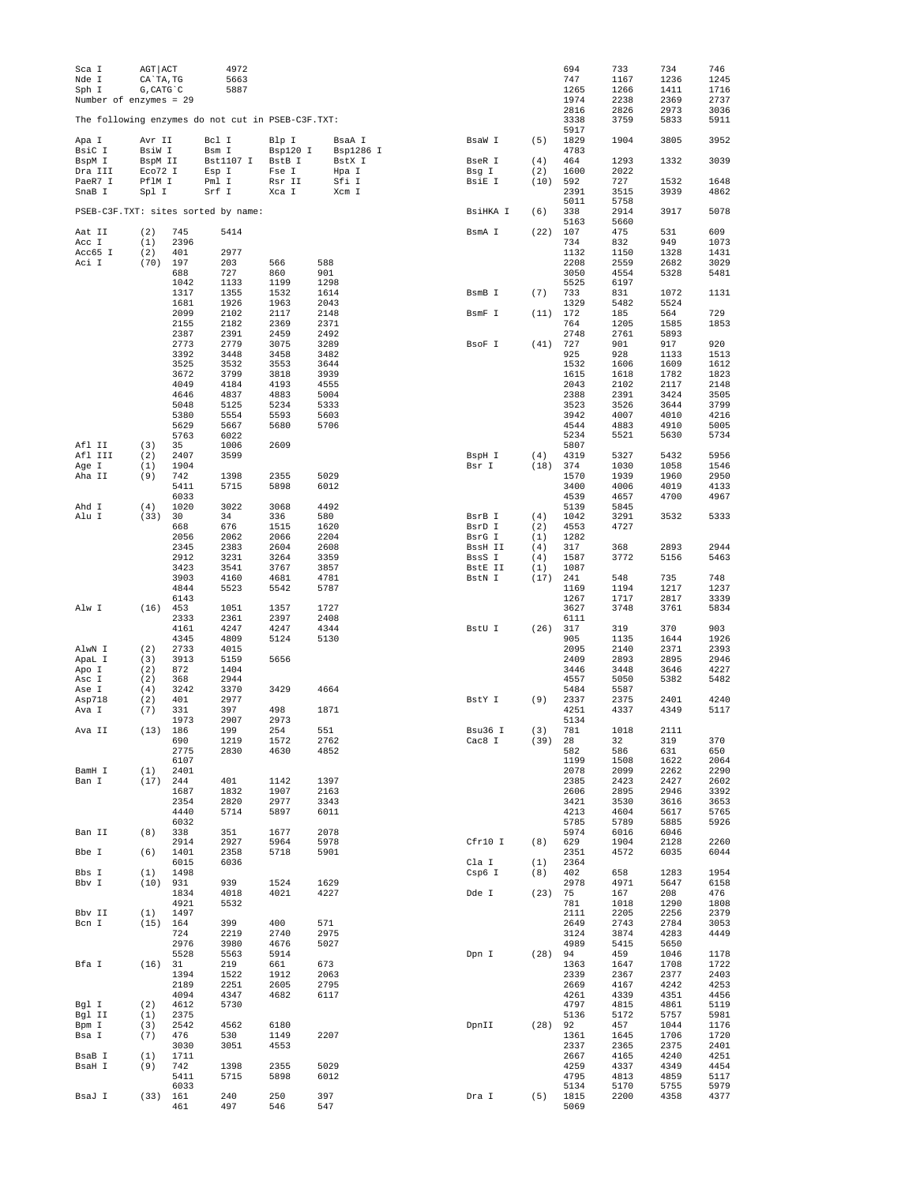```
Sca I     AGT|ACT       4972
Nde I     CA`TA,TG      5663
Sph I     G,CATG`C      5887
Number of enzymes = 29

The following enzymes do not cut in PSEB-C3F.TXT:

Apa I      Avr II      Bcl I       Blp I       BsaA I
BsiC I     BsiW I      Bsm I       Bsp120 I    Bsp1286 I
BspM I     BspM II     Bst1107 I   BstB I      BstX I
Dra III    Eco72 I     Esp I       Fse I       Hpa I
PaeR7 I    PflM I      Pml I       Rsr II      Sfi I
SnaB I     Spl I       Srf I       Xca I       Xcm I

PSEB-C3F.TXT: sites sorted by name:

Aat II    (2)   745    5414
Acc I     (1)   2396
Acc65 I   (2)   401    2977
Aci I     (70)  197    203    566    588
                688    727    860    901
                1042   1133   1199   1298
                1317   1355   1532   1614
                1681   1926   1963   2043
                2099   2102   2117   2148
                2155   2182   2369   2371
                2387   2391   2459   2492
                2773   2779   3075   3289
                3392   3448   3458   3482
                3525   3532   3553   3644
                3672   3799   3818   3939
                4049   4184   4193   4555
                4646   4837   4883   5004
                5048   5125   5234   5333
                5380   5554   5593   5603
                5629   5667   5680   5706
                5763   6022
Afl II    (3)   35     1006   2609
Afl III   (2)   2407   3599
Age I     (1)   1904
Aha II    (9)   742    1398   2355   5029
                5411   5715   5898   6012
                6033
Ahd I     (4)   1020   3022   3068   4492
Alu I     (33)  30     34     336    580
                668    676    1515   1620
                2056   2062   2066   2204
                2345   2383   2604   2608
                2912   3231   3264   3359
                3423   3541   3767   3857
                3903   4160   4681   4781
                4844   5523   5542   5787
                6143
Alw I     (16)  453    1051   1357   1727
                2333   2361   2397   2408
                4161   4247   4247   4344
                4345   4809   5124   5130
AlwN I    (2)   2733   4015
ApaL I    (3)   3913   5159   5656
Apo I     (2)   872    1404
Asc I     (2)   368    2944
Ase I     (4)   3242   3370   3429   4664
Asp718    (2)   401    2977
Ava I     (7)   331    397    498    1871
                1973   2907   2973
Ava II    (13)  186    199    254    551
                690    1219   1572   2762
                2775   2830   4630   4852
                6107
BamH I    (1)   2401
Ban I     (17)  244    401    1142   1397
                1687   1832   1907   2163
                2354   2820   2977   3343
                4440   5714   5897   6011
                6032
Ban II    (8)   338    351    1677   2078
                2914   2927   5964   5978
Bbe I     (6)   1401   2358   5718   5901
                6015   6036
Bbs I     (1)   1498
Bbv I     (10)  931    939    1524   1629
                1834   4018   4021   4227
                4921   5532
Bbv II    (1)   1497
Bcn I     (15)  164    399    400    571
                724    2219   2740   2975
                2976   3980   4676   5027
                5528   5563   5914
Bfa I     (16)  31     219    661    673
                1394   1522   1912   2063
                2189   2251   2605   2795
                4094   4347   4682   6117
Bgl I     (2)   4612   5730
Bgl II    (1)   2375
Bpm I     (3)   2542   4562   6180
Bsa I     (7)   476    530    1149   2207
                3030   3051   4553
BsaB I    (1)   1711
BsaH I    (9)   742    1398   2355   5029
                5411   5715   5898   6012
                6033
BsaJ I    (33)  161    240    250    397
                461    497    546    547
                694    733    734    746
                747    1167   1236   1245
                1265   1266   1411   1716
                1974   2238   2369   2737
                2816   2826   2973   3036
                3338   3759   5833   5911
                5917
BsaW I    (5)   1829   1904   3805   3952
                4783
BseR I    (4)   464    1293   1332   3039
Bsg I     (2)   1600   2022
BsiE I    (10)  592    727    1532   1648
                2391   3515   3939   4862
                5011   5758
BsiHKA I  (6)   338    2914   3917   5078
                5163   5660
BsmA I    (22)  107    475    531    609
                734    832    949    1073
                1132   1150   1328   1431
                2208   2559   2682   3029
                3050   4554   5328   5481
                5525   6197
BsmB I    (7)   733    831    1072   1131
                1329   5482   5524
BsmF I    (11)  172    185    564    729
                764    1205   1585   1853
                2748   2761   5893
BsoF I    (41)  727    901    917    920
                925    928    1133   1513
                1532   1606   1609   1612
                1615   1618   1782   1823
                2043   2102   2117   2148
                2388   2391   3424   3505
                3523   3526   3644   3799
                3942   4007   4010   4216
                4544   4883   4910   5005
                5234   5521   5630   5734
                5807
BspH I    (4)   4319   5327   5432   5956
Bsr I     (18)  374    1030   1058   1546
                1570   1939   1960   2950
                3400   4006   4019   4133
                4539   4657   4700   4967
                5139   5845
BsrB I    (4)   1042   3291   3532   5333
BsrD I    (2)   4553   4727
BsrG I    (1)   1282
BssH II   (4)   317    368    2893   2944
BssS I    (4)   1587   3772   5156   5463
BstE II   (1)   1087
BstN I    (17)  241    548    735    748
                1169   1194   1217   1237
                1267   1717   2817   3339
                3627   3748   3761   5834
                6111
BstU I    (26)  317    319    370    903
                905    1135   1644   1926
                2095   2140   2371   2393
                2409   2893   2895   2946
                3446   3448   3646   4227
                4557   5050   5382   5482
                5484   5587
BstY I    (9)   2337   2375   2401   4240
                4251   4337   4349   5117
                5134
Bsu36 I   (3)   781    1018   2111
Cac8 I    (39)  28     32     319    370
                582    586    631    650
                1199   1508   1622   2064
                2078   2099   2262   2290
                2385   2423   2427   2602
                2606   2895   2946   3392
                3421   3530   3616   3653
                4213   4604   5617   5765
                5785   5789   5885   5926
                5974   6016   6046
Cfr10 I   (8)   629    1904   2128   2260
                2351   4572   6035   6044
Cla I     (1)   2364
Csp6 I    (8)   402    658    1283   1954
                2978   4971   5647   6158
Dde I     (23)  75     167    208    476
                781    1018   1290   1808
                2111   2205   2256   2379
                2649   2743   2784   3053
                3124   3874   4283   4449
                4989   5415   5650
Dpn I     (28)  94     459    1046   1178
                1363   1647   1708   1722
                2339   2367   2377   2403
                2669   4167   4242   4253
                4261   4339   4351   4456
                4797   4815   4861   5119
                5136   5172   5757   5981
DpnII     (28)  92     457    1044   1176
                1361   1645   1706   1720
                2337   2365   2375   2401
                2667   4165   4240   4251
                4259   4337   4349   4454
                4795   4813   4859   5117
                5134   5170   5755   5979
Dra I     (5)   1815   2200   4358   4377
                5069
```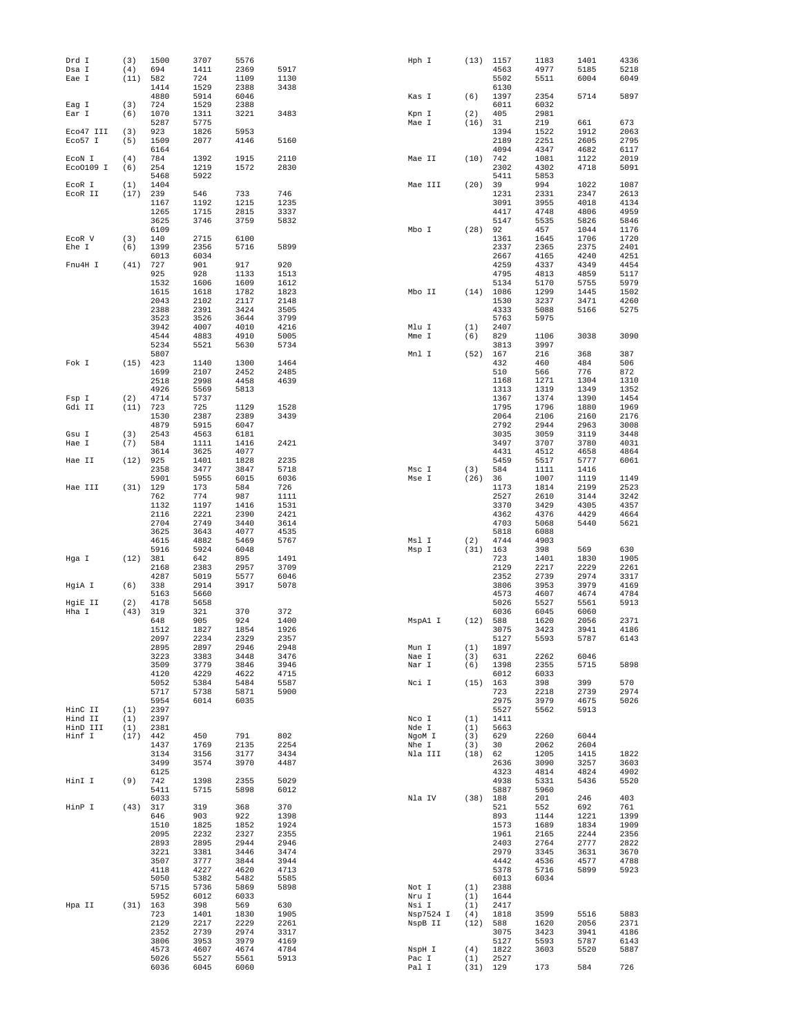```
Drd I      (3)   1500    3707    5576                    Hph I      (13)  1157    1183    1401    4336
Dsa I      (4)   694     1411    2369    5917                             4563    4977    5185    5218
Eae I      (11)  582     724     1109    1130                             5502    5511    6004    6049
                 1414    1529    2388    3438                             6130
                 4880    5914    6046                    Kas I      (6)   1397    2354    5714    5897
Eag I      (3)   724     1529    2388                                     6011    6032
Ear I      (6)   1070    1311    3221    3483            Kpn I      (2)   405     2981
                 5287    5775                            Mae I      (16)  31      219     661     673
Eco47 III  (3)   923     1826    5953                                     1394    1522    1912    2063
Eco57 I    (5)   1509    2077    4146    5160                             2189    2251    2605    2795
                 6164                                                     4094    4347    4682    6117
EcoN I     (4)   784     1392    1915    2110            Mae II     (10)  742     1081    1122    2019
EcoO109 I  (6)   254     1219    1572    2830                             2302    4302    4718    5091
                 5468    5922                                             5411    5853
EcoR I     (1)   1404                                    Mae III    (20)  39      994     1022    1087
EcoR II    (17)  239     546     733     746                              1231    2331    2347    2613
                 1167    1192    1215    1235                             3091    3955    4018    4134
                 1265    1715    2815    3337                             4417    4748    4806    4959
                 3625    3746    3759    5832                             5147    5535    5826    5846
                 6109                                    Mbo I      (28)  92      457     1044    1176
EcoR V     (3)   140     2715    6100                                     1361    1645    1706    1720
Ehe I      (6)   1399    2356    5716    5899                             2337    2365    2375    2401
                 6013    6034                                             2667    4165    4240    4251
Fnu4H I    (41)  727     901     917     920                              4259    4337    4349    4454
                 925     928     1133    1513                             4795    4813    4859    5117
                 1532    1606    1609    1612                             5134    5170    5755    5979
                 1615    1618    1782    1823            Mbo II     (14)  1086    1299    1445    1502
                 2043    2102    2117    2148                             1530    3237    3471    4260
                 2388    2391    3424    3505                             4333    5088    5166    5275
                 3523    3526    3644    3799                             5763    5975
                 3942    4007    4010    4216            Mlu I      (1)   2407
                 4544    4883    4910    5005            Mme I      (6)   829     1106    3038    3090
                 5234    5521    5630    5734                             3813    3997
                 5807                                    Mnl I      (52)  167     216     368     387
Fok I      (15)  423     1140    1300    1464                             432     460     484     506
                 1699    2107    2452    2485                             510     566     776     872
                 2518    2998    4458    4639                             1168    1271    1304    1310
                 4926    5569    5813                                     1313    1319    1349    1352
Fsp I      (2)   4714    5737                                             1367    1374    1390    1454
Gdi II     (11)  723     725     1129    1528                             1795    1796    1880    1969
                 1530    2387    2389    3439                             2064    2106    2160    2176
                 4879    5915    6047                                     2792    2944    2963    3008
Gsu I      (3)   2543    4563    6181                                     3035    3059    3119    3448
Hae I      (7)   584     1111    1416    2421                             3497    3707    3780    4031
                 3614    3625    4077                                     4431    4512    4658    4864
Hae II     (12)  925     1401    1828    2235                             5459    5517    5777    6061
                 2358    3477    3847    5718            Msc I      (3)   584     1111    1416
                 5901    5955    6015    6036            Mse I      (26)  36      1007    1119    1149
Hae III    (31)  129     173     584     726                              1173    1814    2199    2523
                 762     774     987     1111                             2527    2610    3144    3242
                 1132    1197    1416    1531                             3370    3429    4305    4357
                 2116    2221    2390    2421                             4362    4376    4429    4664
                 2704    2749    3440    3614                             4703    5068    5440    5621
                 3625    3643    4077    4535                             5818    6088
                 4615    4882    5469    5767            Msl I      (2)   4744    4903
                 5916    5924    6048                    Msp I      (31)  163     398     569     630
Hga I      (12)  381     642     895     1491                             723     1401    1830    1905
                 2168    2383    2957    3709                             2129    2217    2229    2261
                 4287    5019    5577    6046                             2352    2739    2974    3317
HgiA I     (6)   338     2914    3917    5078                             3806    3953    3979    4169
                 5163    5660                                             4573    4607    4674    4784
HgiE II    (2)   4178    5658                                             5026    5527    5561    5913
Hha I      (43)  319     321     370     372                              6036    6045    6060
                 648     905     924     1400            MspA1 I    (12)  588     1620    2056    2371
                 1512    1827    1854    1926                             3075    3423    3941    4186
                 2097    2234    2329    2357                             5127    5593    5787    6143
                 2895    2897    2946    2948            Mun I      (1)   1897
                 3223    3383    3448    3476            Nae I      (3)   631     2262    6046
                 3509    3779    3846    3946            Nar I      (6)   1398    2355    5715    5898
                 4120    4229    4622    4715                             6012    6033
                 5052    5384    5484    5587            Nci I      (15)  163     398     399     570
                 5717    5738    5871    5900                             723     2218    2739    2974
                 5954    6014    6035                                     2975    3979    4675    5026
HinC II    (1)   2397                                                     5527    5562    5913
Hind II    (1)   2397                                    Nco I      (1)   1411
HinD III   (1)   2381                                    Nde I      (1)   5663
Hinf I     (17)  442     450     791     802             NgoM I     (3)   629     2260    6044
                 1437    1769    2135    2254            Nhe I      (3)   30      2062    2604
                 3134    3156    3177    3434            Nla III    (18)  62      1205    1415    1822
                 3499    3574    3970    4487                             2636    3090    3257    3603
                 6125                                                     4323    4814    4824    4902
HinI I     (9)   742     1398    2355    5029                             4938    5331    5436    5520
                 5411    5715    5898    6012                             5887    5960
                 6033                                    Nla IV     (38)  188     201     246     403
HinP I     (43)  317     319     368     370                              521     552     692     761
                 646     903     922     1398                             893     1144    1221    1399
                 1510    1825    1852    1924                             1573    1689    1834    1909
                 2095    2232    2327    2355                             1961    2165    2244    2356
                 2893    2895    2944    2946                             2403    2764    2777    2822
                 3221    3381    3446    3474                             2979    3345    3631    3670
                 3507    3777    3844    3944                             4442    4536    4577    4788
                 4118    4227    4620    4713                             5378    5716    5899    5923
                 5050    5382    5482    5585                             6013    6034
                 5715    5736    5869    5898            Not I      (1)   2388
                 5952    6012    6033                    Nru I      (1)   1644
Hpa II     (31)  163     398     569     630             Nsi I      (1)   2417
                 723     1401    1830    1905            Nsp7524 I  (4)   1818    3599    5516    5883
                 2129    2217    2229    2261            NspB II    (12)  588     1620    2056    2371
                 2352    2739    2974    3317                             3075    3423    3941    4186
                 3806    3953    3979    4169                             5127    5593    5787    6143
                 4573    4607    4674    4784            NspH I     (4)   1822    3603    5520    5887
                 5026    5527    5561    5913            Pac I      (1)   2527
                 6036    6045    6060                    Pal I      (31)  129     173     584     726
```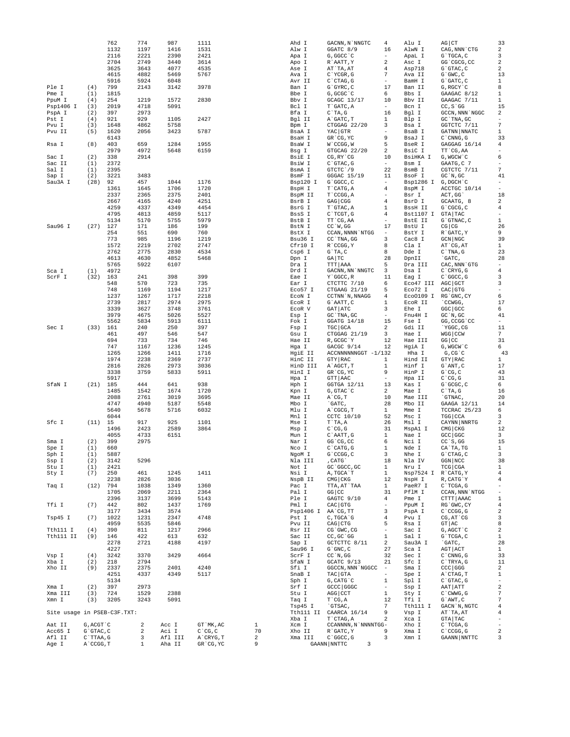| | | | | | |
|---|---|---|---|---|---|
| | | 762 | 774 | 987 | 1111 |
| | | 1132 | 1197 | 1416 | 1531 |
| | | 2116 | 2221 | 2390 | 2421 |
| | | 2704 | 2749 | 3440 | 3614 |
| | | 3625 | 3643 | 4077 | 4535 |
| | | 4615 | 4882 | 5469 | 5767 |
| | | 5916 | 5924 | 6048 | |
| Ple I | (4) | 799 | 2143 | 3142 | 3978 |
| Pme I | (1) | 1815 | | | |
| PpuM I | (4) | 254 | 1219 | 1572 | 2830 |
| Psp1406 I | (3) | 2019 | 4718 | 5091 | |
| PspA I | (2) | 397 | 2973 | | |
| Pst I | (4) | 921 | 929 | 1105 | 2427 |
| Pvu I | (3) | 1648 | 4862 | 5758 | |
| Pvu II | (5) | 1620 | 2056 | 3423 | 5787 |
| | | 6143 | | | |
| Rsa I | (8) | 403 | 659 | 1284 | 1955 |
| | | 2979 | 4972 | 5648 | 6159 |
| Sac I | (2) | 338 | 2914 | | |
| Sac II | (1) | 2372 | | | |
| Sal I | (1) | 2395 | | | |
| Sap I | (2) | 3221 | 3483 | | |
| Sau3A I | (28) | 92 | 457 | 1044 | 1176 |
| | | 1361 | 1645 | 1706 | 1720 |
| | | 2337 | 2365 | 2375 | 2401 |
| | | 2667 | 4165 | 4240 | 4251 |
| | | 4259 | 4337 | 4349 | 4454 |
| | | 4795 | 4813 | 4859 | 5117 |
| | | 5134 | 5170 | 5755 | 5979 |
| Sau96 I | (27) | 127 | 171 | 186 | 199 |
| | | 254 | 551 | 690 | 760 |
| | | 773 | 985 | 1196 | 1219 |
| | | 1572 | 2219 | 2702 | 2747 |
| | | 2762 | 2775 | 2830 | 4534 |
| | | 4613 | 4630 | 4852 | 5468 |
| | | 5765 | 5922 | 6107 | |
| Sca I | (1) | 4972 | | | |
| ScrF I | (32) | 163 | 241 | 398 | 399 |
| | | 548 | 570 | 723 | 735 |
| | | 748 | 1169 | 1194 | 1217 |
| | | 1237 | 1267 | 1717 | 2218 |
| | | 2739 | 2817 | 2974 | 2975 |
| | | 3339 | 3627 | 3748 | 3761 |
| | | 3979 | 4675 | 5026 | 5527 |
| | | 5562 | 5834 | 5913 | 6111 |
| Sec I | (33) | 161 | 240 | 250 | 397 |
| | | 461 | 497 | 546 | 547 |
| | | 694 | 733 | 734 | 746 |
| | | 747 | 1167 | 1236 | 1245 |
| | | 1265 | 1266 | 1411 | 1716 |
| | | 1974 | 2238 | 2369 | 2737 |
| | | 2816 | 2826 | 2973 | 3036 |
| | | 3338 | 3759 | 5833 | 5911 |
| | | 5917 | | | |
| SfaN I | (21) | 185 | 444 | 641 | 938 |
| | | 1485 | 1542 | 1674 | 1720 |
| | | 2088 | 2761 | 3019 | 3695 |
| | | 4747 | 4940 | 5187 | 5548 |
| | | 5640 | 5678 | 5716 | 6032 |
| | | 6044 | | | |
| Sfc I | (11) | 15 | 917 | 925 | 1101 |
| | | 1496 | 2423 | 2589 | 3864 |
| | | 4055 | 4733 | 6151 | |
| Sma I | (2) | 399 | 2975 | | |
| Spe I | (1) | 660 | | | |
| Sph I | (1) | 5887 | | | |
| Ssp I | (2) | 3142 | 5296 | | |
| Stu I | (1) | 2421 | | | |
| Sty I | (7) | 250 | 461 | 1245 | 1411 |
| | | 2238 | 2826 | 3036 | |
| Taq I | (12) | 794 | 1038 | 1349 | 1360 |
| | | 1705 | 2069 | 2211 | 2364 |
| | | 2396 | 3137 | 3699 | 5143 |
| Tfi I | (7) | 442 | 802 | 1437 | 1769 |
| | | 3177 | 3434 | 3574 | |
| Tsp45 I | (7) | 1022 | 1231 | 2347 | 4748 |
| | | 4959 | 5535 | 5846 | |
| Tth111 I | (4) | 390 | 811 | 1217 | 2966 |
| Tth111 II | (9) | 146 | 422 | 613 | 632 |
| | | 2278 | 2721 | 4188 | 4197 |
| | | 4227 | | | |
| Vsp I | (4) | 3242 | 3370 | 3429 | 4664 |
| Xba I | (2) | 218 | 2794 | | |
| Xho II | (9) | 2337 | 2375 | 2401 | 4240 |
| | | 4251 | 4337 | 4349 | 5117 |
| | | 5134 | | | |
| Xma I | (2) | 397 | 2973 | | |
| Xma III | (3) | 724 | 1529 | 2388 | |
| Xmn I | (3) | 3205 | 3243 | 5091 | |

Site usage in PSEB-C3F.TXT:

| | | | | | |
|---|---|---|---|---|---|
| Aat II | G,ACGT`C | 2 | Acc I | GT`MK,AC | 1 |
| Acc65 I | G`GTAC,C | 2 | Aci I | C`CG,C | 70 |
| Afl II | C`TTAA,G | 3 | Afl III | A`CRYG,T | 2 |
| Age I | A`CCGG,T | 1 | Aha II | GR`CG,YC | 9 |
| Ahd I | GACNN,N`NNGTC | 4 | Alu I | AG\|CT | 33 |
| Alw I | GGATC 8/9 | 16 | AlwN I | CAG,NNN`CTG | 2 |
| Apa I | G,GGCC`C | - | ApaL I | G`TGCA,C | 3 |
| Apo I | R`AATT,Y | 2 | Asc I | GG`CGCG,CC | 2 |
| Ase I | AT`TA,AT | 4 | Asp718 | G`GTAC,C | 2 |
| Ava I | C`YCGR,G | 7 | Ava II | G`GWC,C | 13 |
| Avr II | C`CTAG,G | - | BamH I | G`GATC,C | 1 |
| Ban I | G`GYRC,C | 17 | Ban II | G,RGCY`C | 8 |
| Bbe I | G,GCGC`C | 6 | Bbs I | GAAGAC 8/12 | 1 |
| Bbv I | GCAGC 13/17 | 10 | Bbv II | GAAGAC 7/11 | 1 |
| Bcl I | T`GATC,A | - | Bcn I | CC,S`GG | 15 |
| Bfa I | C`TA,G | 16 | Bgl I | GCCN,NNN`NGGC | 2 |
| Bgl II | A`GATC,T | 1 | Blp I | GC`TNA,GC | - |
| Bpm I | CTGGAG 22/20 | 3 | Bsa I | GGTCTC 7/11 | 7 |
| BsaA I | YAC\|GTR | - | BsaB I | GATNN\|NNATC | 1 |
| BsaH I | GR`CG,YC | 9 | BsaJ I | C`CNNG,G | 33 |
| BsaW I | W`CCGG,W | 5 | BseR I | GAGGAG 16/14 | 4 |
| Bsg I | GTGCAG 22/20 | 2 | BsiC I | TT`CG,AA | - |
| BsiE I | CG,RY`CG | 10 | BsiHKA I | G,WGCW`C | 6 |
| BsiW I | C`GTAC,G | - | Bsm I | GAATG,C 7 | - |
| BsmA I | GTCTC`/9 | 22 | BsmB I | CGTCTC 7/11 | 7 |
| BsmF I | GGGAC 15/19 | 11 | BsoF I | GC`N,GC | 41 |
| Bsp120 I | G`GGCC,C | - | Bsp1286 I | G,DGCH`C | - |
| BspH I | T`CATG,A | 4 | BspM I | ACCTGC 10/14 | - |
| BspM II | T`CCGG,A | - | Bsr I | ACT,GG` | 18 |
| BsrB I | GAG\|CGG | 4 | BsrD I | GCAATG, 8 | 2 |
| BsrG I | T`GTAC,A | 1 | BssH II | G`CGCG,C | 4 |
| BssS I | C`TCGT,G | 4 | Bst1107 I | GTA\|TAC | - |
| BstB I | TT`CG,AA | - | BstE II | G`GTNAC,C | 1 |
| BstN I | CC`W,GG | 17 | BstU I | CG\|CG | 26 |
| BstX I | CCAN,NNNN`NTGG | - | BstY I | R`GATC,Y | 9 |
| Bsu36 I | CC`TNA,GG | 3 | Cac8 I | GCN\|NGC | 39 |
| Cfr10 I | R`CCGG,Y | 8 | Cla I | AT`CG,AT | 1 |
| Csp6 I | G`TA,C | 8 | Dde I | C`TNA,G | 23 |
| Dpn I | GA\|TC | 28 | DpnII | `GATC, | 28 |
| Dra I | TTT\|AAA | 5 | Dra III | CAC,NNN`GTG | - |
| Drd I | GACNN,NN`NNGTC | 3 | Dsa I | C`CRYG,G | 4 |
| Eae I | Y`GGCC,R | 11 | Eag I | C`GGCC,G | 3 |
| Ear I | CTCTTC 7/10 | 6 | Eco47 III | AGC\|GCT | 3 |
| Eco57 I | CTGAAG 21/19 | 5 | Eco72 I | CAC\|GTG | - |
| EcoN I | CCTNN`N,NNAGG | 4 | EcoO109 I | RG`GNC,CY | 6 |
| EcoR I | G`AATT,C | 1 | EcoR II | `CCWGG, | 17 |
| EcoR V | GAT\|ATC | 3 | Ehe I | GGC\|GCC | 6 |
| Esp I | GC`TNA,GC | - | Fnu4H I | GC`N,GC | 41 |
| Fok I | GGATG 14/18 | 15 | Fse I | GG,CCGG`CC | - |
| Fsp I | TGC\|GCA | 2 | Gdi II | `YGGC,CG | 11 |
| Gsu I | CTGGAG 21/19 | 3 | Hae I | WGG\|CCW | 7 |
| Hae II | R,GCGC`Y | 12 | Hae III | GG\|CC | 31 |
| Hga I | GACGC 9/14 | 12 | HgiA I | G,WGCW`C | 6 |
| HgiE II | ACCNNNNNNGGT -1/132 | | Hha I | G,CG`C | 43 |
| HinC II | GTY\|RAC | 1 | Hind II | GTY\|RAC | 1 |
| HinD III | A`AGCT,T | 1 | Hinf I | G`ANT,C | 17 |
| HinI I | GR`CG,YC | 9 | HinP I | G`CG,C | 43 |
| Hpa I | GTT\|AAC | - | Hpa II | C`CG,G | 31 |
| Hph I | GGTGA 12/11 | 13 | Kas I | G`GCGC,C | 6 |
| Kpn I | G,GTAC`C | 2 | Mae I | C`TA,G | 16 |
| Mae II | A`CG,T | 10 | Mae III | `GTNAC, | 20 |
| Mbo I | `GATC, | 28 | Mbo II | GAAGA 12/11 | 14 |
| Mlu I | A`CGCG,T | 1 | Mme I | TCCRAC 25/23 | 6 |
| Mnl I | CCTC 10/10 | 52 | Msc I | TGG\|CCA | 3 |
| Mse I | T`TA,A | 26 | Msl I | CAYNN\|NNRTG | 2 |
| Msp I | C`CG,G | 31 | MspA1 I | CMG\|CKG | 12 |
| Mun I | C`AATT,G | 1 | Nae I | GCC\|GGC | 3 |
| Nar I | GG`CG,CC | 6 | Nci I | CC`S,GG | 15 |
| Nco I | C`CATG,G | 1 | Nde I | CA`TA,TG | 1 |
| NgoM I | G`CCGG,C | 3 | Nhe I | G`CTAG,C | 3 |
| Nla III | ,CATG` | 18 | Nla IV | GGN\|NCC | 38 |
| Not I | GC`GGCC,GC | 1 | Nru I | TCG\|CGA | 1 |
| Nsi I | A,TGCA`T | 1 | Nsp7524 I | R`CATG,Y | 4 |
| NspB II | CMG\|CKG | 12 | NspH I | R,CATG`Y | 4 |
| Pac I | TTA,AT`TAA | 1 | PaeR7 I | C`TCGA,G | - |
| Pal I | GG\|CC | 31 | PflM I | CCAN,NNN`NTGG | - |
| Ple I | GAGTC 9/10 | 4 | Pme I | CTTT\|AAAC | 1 |
| Pml I | CAC\|GTG | - | PpuM I | RG`GWC,CY | 4 |
| Psp1406 I | AA`CG,TT | 3 | PspA I | C`CCGG,G | 2 |
| Pst I | C,TGCA`G | 4 | Pvu I | CG,AT`CG | 3 |
| Pvu II | CAG\|CTG | 5 | Rsa I | GT\|AC | 8 |
| Rsr II | CG`GWC,CG | - | Sac I | G,AGCT`C | 2 |
| Sac II | CC,GC`GG | 1 | Sal I | G`TCGA,C | 1 |
| Sap I | GCTCTTC 8/11 | 2 | Sau3A I | `GATC, | 28 |
| Sau96 I | G`GNC,C | 27 | Sca I | AGT\|ACT | 1 |
| ScrF I | CC`N,GG | 32 | Sec I | C`CNNG,G | 33 |
| SfaN I | GCATC 9/13 | 21 | Sfc I | C`TRYA,G | 11 |
| Sfi I | GGCCN,NNN`NGGCC | - | Sma I | CCC\|GGG | 2 |
| SnaB I | TAC\|GTA | - | Spe I | A`CTAG,T | 1 |
| Sph I | G,CATG`C | 1 | Spl I | C`GTAC,G | - |
| Srf I | GCCC\|GGGC | - | Ssp I | AAT\|ATT | 2 |
| Stu I | AGG\|CCT | 1 | Sty I | C`CWWG,G | 7 |
| Taq I | T`CG,A | 12 | Tfi I | G`AWT,C | 7 |
| Tsp45 I | `GTSAC, | 7 | Tth111 I | GACN`N,NGTC | 4 |
| Tth111 II | CAARCA 16/14 | 9 | Vsp I | AT`TA,AT | 4 |
| Xba I | T`CTAG,A | 2 | Xca I | GTA\|TAC | - |
| Xcm I | CCANNNN,N`NNNNTGG | - | Xho I | C`TCGA,G | - |
| Xho II | R`GATC,Y | 9 | Xma I | C`CCGG,G | 2 |
| Xma III | C`GGCC,G | 3 | Xmn I | GAANN\|NNTTC | 3 |
| | GAANN\|NNTTC | 3 | | | |